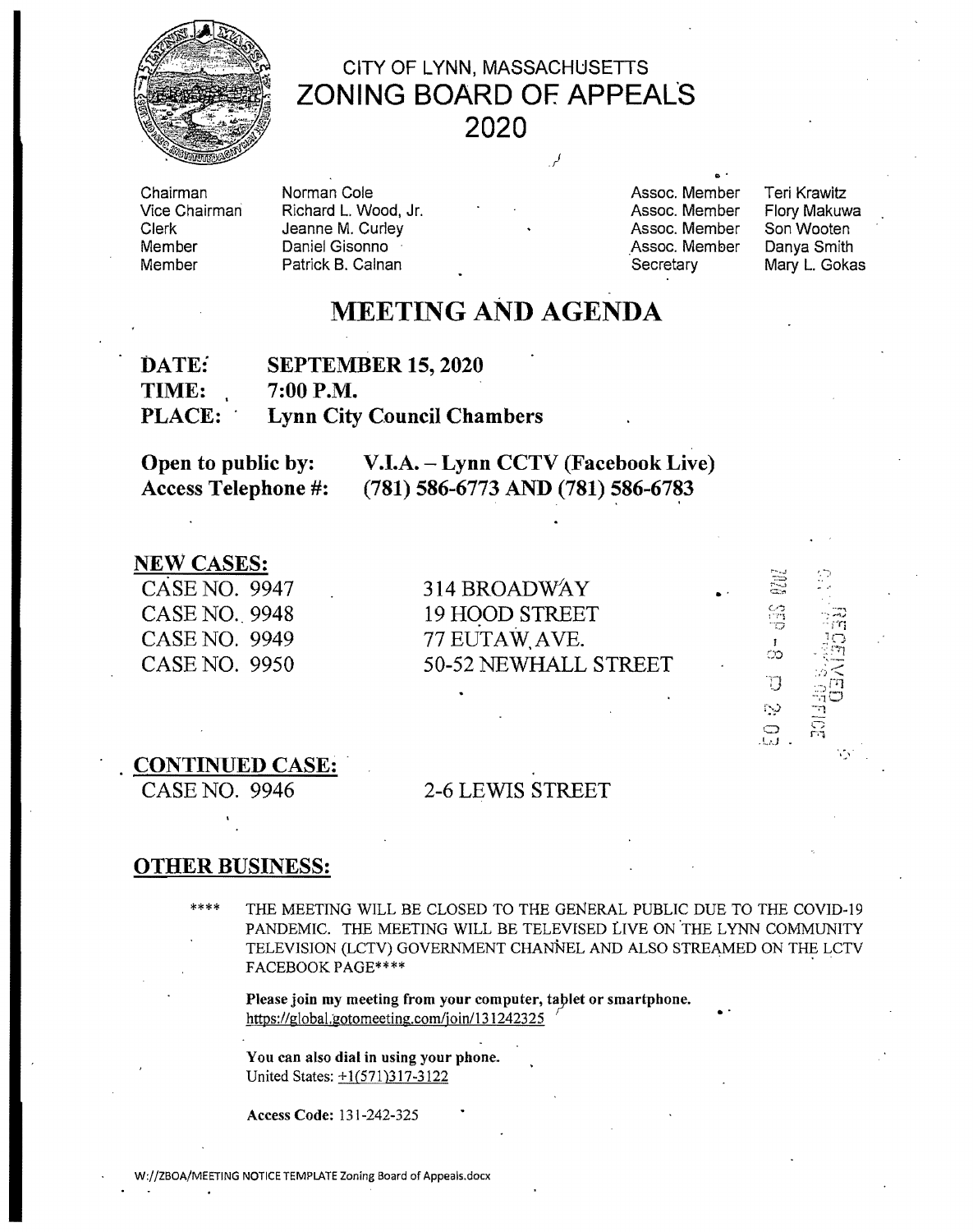# CITY OF LYNN, MASSACHUSETTS
# ZONING BOARD OF APPEALS
# 2020

| | | | |
|---|---|---|---|
| Chairman | Norman Cole | Assoc. Member | Teri Krawitz |
| Vice Chairman | Richard L. Wood, Jr. | Assoc. Member | Flory Makuwa |
| Clerk | Jeanne M. Curley | Assoc. Member | Son Wooten |
| Member | Daniel Gisonno | Assoc. Member | Danya Smith |
| Member | Patrick B. Calnan | Secretary | Mary L. Gokas |

## MEETING AND AGENDA

**DATE:** **SEPTEMBER 15, 2020**
**TIME:** **7:00 P.M.**
**PLACE:** **Lynn City Council Chambers**

**Open to public by:** **V.I.A. – Lynn CCTV (Facebook Live)**
**Access Telephone #:** **(781) 586-6773 AND (781) 586-6783**

### NEW CASES:

CASE NO. 9947 — 314 BROADWAY
CASE NO. 9948 — 19 HOOD STREET
CASE NO. 9949 — 77 EUTAW AVE.
CASE NO. 9950 — 50-52 NEWHALL STREET

2020 SEP -8 P 2:03
RECEIVED
CITY CLERK'S OFFICE

### CONTINUED CASE:

CASE NO. 9946 — 2-6 LEWIS STREET

### OTHER BUSINESS:

**** THE MEETING WILL BE CLOSED TO THE GENERAL PUBLIC DUE TO THE COVID-19 PANDEMIC. THE MEETING WILL BE TELEVISED LIVE ON THE LYNN COMMUNITY TELEVISION (LCTV) GOVERNMENT CHANNEL AND ALSO STREAMED ON THE LCTV FACEBOOK PAGE****

**Please join my meeting from your computer, tablet or smartphone.**
https://global.gotomeeting.com/join/131242325

**You can also dial in using your phone.**
United States: +1(571)317-3122

**Access Code:** 131-242-325

W://ZBOA/MEETING NOTICE TEMPLATE Zoning Board of Appeals.docx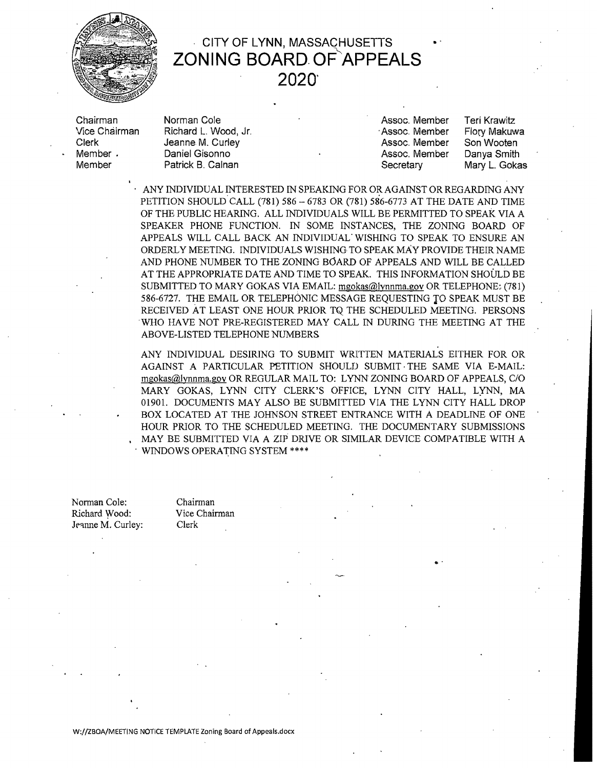# CITY OF LYNN, MASSACHUSETTS
# ZONING BOARD OF APPEALS
# 2020

| | | | |
|---|---|---|---|
| Chairman | Norman Cole | Assoc. Member | Teri Krawitz |
| Vice Chairman | Richard L. Wood, Jr. | Assoc. Member | Flory Makuwa |
| Clerk | Jeanne M. Curley | Assoc. Member | Son Wooten |
| Member | Daniel Gisonno | Assoc. Member | Danya Smith |
| Member | Patrick B. Calnan | Secretary | Mary L. Gokas |

ANY INDIVIDUAL INTERESTED IN SPEAKING FOR OR AGAINST OR REGARDING ANY PETITION SHOULD CALL (781) 586 – 6783 OR (781) 586-6773 AT THE DATE AND TIME OF THE PUBLIC HEARING. ALL INDIVIDUALS WILL BE PERMITTED TO SPEAK VIA A SPEAKER PHONE FUNCTION. IN SOME INSTANCES, THE ZONING BOARD OF APPEALS WILL CALL BACK AN INDIVIDUAL WISHING TO SPEAK TO ENSURE AN ORDERLY MEETING. INDIVIDUALS WISHING TO SPEAK MAY PROVIDE THEIR NAME AND PHONE NUMBER TO THE ZONING BOARD OF APPEALS AND WILL BE CALLED AT THE APPROPRIATE DATE AND TIME TO SPEAK. THIS INFORMATION SHOULD BE SUBMITTED TO MARY GOKAS VIA EMAIL: mgokas@lynnma.gov OR TELEPHONE: (781) 586-6727. THE EMAIL OR TELEPHONIC MESSAGE REQUESTING TO SPEAK MUST BE RECEIVED AT LEAST ONE HOUR PRIOR TO THE SCHEDULED MEETING. PERSONS WHO HAVE NOT PRE-REGISTERED MAY CALL IN DURING THE MEETING AT THE ABOVE-LISTED TELEPHONE NUMBERS.

ANY INDIVIDUAL DESIRING TO SUBMIT WRITTEN MATERIALS EITHER FOR OR AGAINST A PARTICULAR PETITION SHOULD SUBMIT THE SAME VIA E-MAIL: mgokas@lynnma.gov OR REGULAR MAIL TO: LYNN ZONING BOARD OF APPEALS, C/O MARY GOKAS, LYNN CITY CLERK'S OFFICE, LYNN CITY HALL, LYNN, MA 01901. DOCUMENTS MAY ALSO BE SUBMITTED VIA THE LYNN CITY HALL DROP BOX LOCATED AT THE JOHNSON STREET ENTRANCE WITH A DEADLINE OF ONE HOUR PRIOR TO THE SCHEDULED MEETING. THE DOCUMENTARY SUBMISSIONS MAY BE SUBMITTED VIA A ZIP DRIVE OR SIMILAR DEVICE COMPATIBLE WITH A WINDOWS OPERATING SYSTEM ****

| | |
|---|---|
| Norman Cole: | Chairman |
| Richard Wood: | Vice Chairman |
| Jeanne M. Curley: | Clerk |

W://ZBOA/MEETING NOTICE TEMPLATE Zoning Board of Appeals.docx